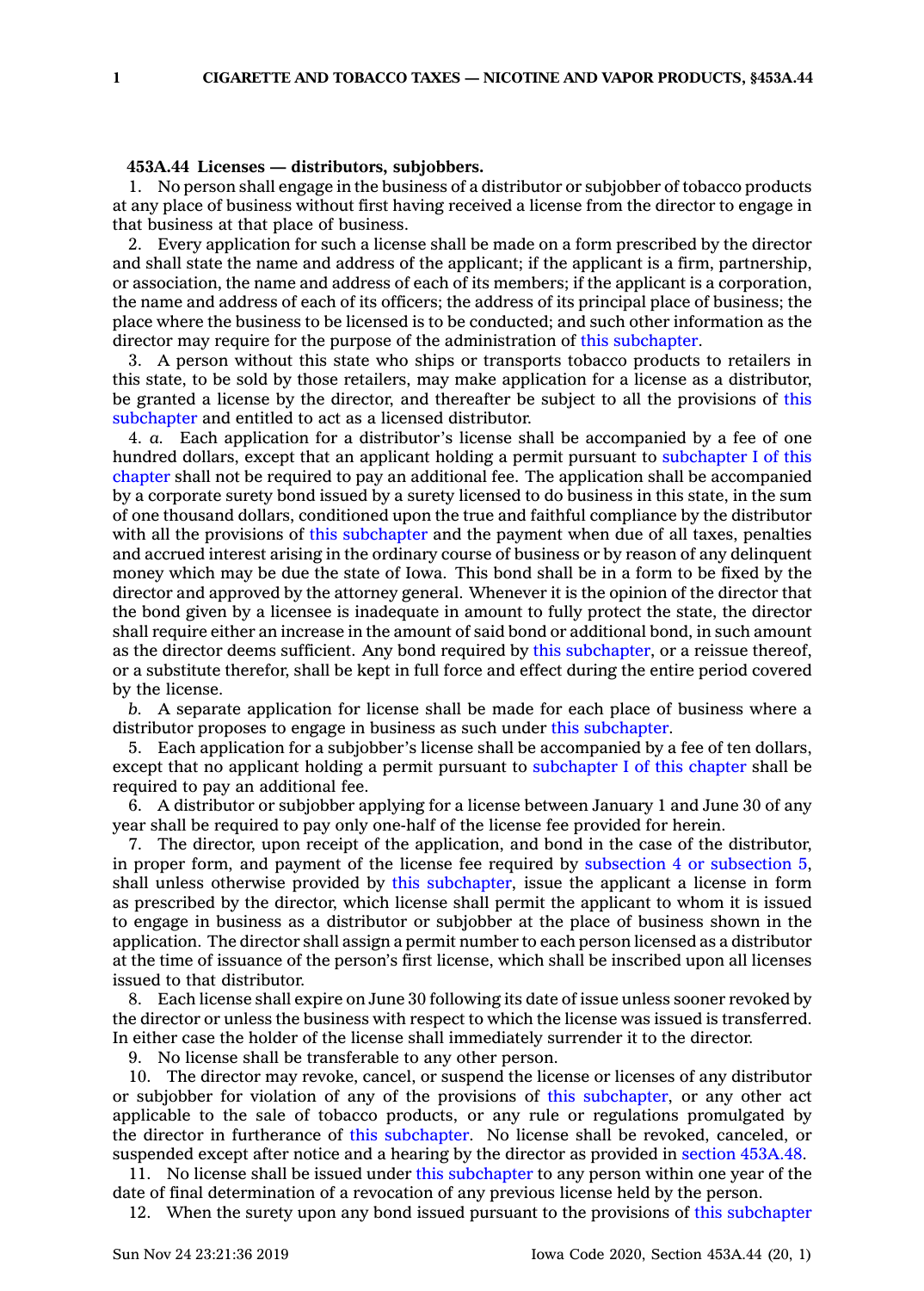**453A.44 Licenses — distributors, subjobbers.**

1. No person shall engage in the business of a distributor or subjobber of tobacco products at any place of business without first having received a license from the director to engage in that business at that place of business.

2. Every application for such a license shall be made on a form prescribed by the director and shall state the name and address of the applicant; if the applicant is a firm, partnership, or association, the name and address of each of its members; if the applicant is a corporation, the name and address of each of its officers; the address of its principal place of business; the place where the business to be licensed is to be conducted; and such other information as the director may require for the purpose of the administration of this subchapter.

3. A person without this state who ships or transports tobacco products to retailers in this state, to be sold by those retailers, may make application for a license as a distributor, be granted a license by the director, and thereafter be subject to all the provisions of this subchapter and entitled to act as a licensed distributor.

4. *a.* Each application for a distributor's license shall be accompanied by a fee of one hundred dollars, except that an applicant holding a permit pursuant to subchapter I of this chapter shall not be required to pay an additional fee. The application shall be accompanied by a corporate surety bond issued by a surety licensed to do business in this state, in the sum of one thousand dollars, conditioned upon the true and faithful compliance by the distributor with all the provisions of this subchapter and the payment when due of all taxes, penalties and accrued interest arising in the ordinary course of business or by reason of any delinquent money which may be due the state of Iowa. This bond shall be in a form to be fixed by the director and approved by the attorney general. Whenever it is the opinion of the director that the bond given by a licensee is inadequate in amount to fully protect the state, the director shall require either an increase in the amount of said bond or additional bond, in such amount as the director deems sufficient. Any bond required by this subchapter, or a reissue thereof, or a substitute therefor, shall be kept in full force and effect during the entire period covered by the license.

*b.* A separate application for license shall be made for each place of business where a distributor proposes to engage in business as such under this subchapter.

5. Each application for a subjobber's license shall be accompanied by a fee of ten dollars, except that no applicant holding a permit pursuant to subchapter I of this chapter shall be required to pay an additional fee.

6. A distributor or subjobber applying for a license between January 1 and June 30 of any year shall be required to pay only one-half of the license fee provided for herein.

7. The director, upon receipt of the application, and bond in the case of the distributor, in proper form, and payment of the license fee required by subsection 4 or subsection 5, shall unless otherwise provided by this subchapter, issue the applicant a license in form as prescribed by the director, which license shall permit the applicant to whom it is issued to engage in business as a distributor or subjobber at the place of business shown in the application. The director shall assign a permit number to each person licensed as a distributor at the time of issuance of the person's first license, which shall be inscribed upon all licenses issued to that distributor.

8. Each license shall expire on June 30 following its date of issue unless sooner revoked by the director or unless the business with respect to which the license was issued is transferred. In either case the holder of the license shall immediately surrender it to the director.

9. No license shall be transferable to any other person.

10. The director may revoke, cancel, or suspend the license or licenses of any distributor or subjobber for violation of any of the provisions of this subchapter, or any other act applicable to the sale of tobacco products, or any rule or regulations promulgated by the director in furtherance of this subchapter. No license shall be revoked, canceled, or suspended except after notice and a hearing by the director as provided in section 453A.48.

11. No license shall be issued under this subchapter to any person within one year of the date of final determination of a revocation of any previous license held by the person.

12. When the surety upon any bond issued pursuant to the provisions of this subchapter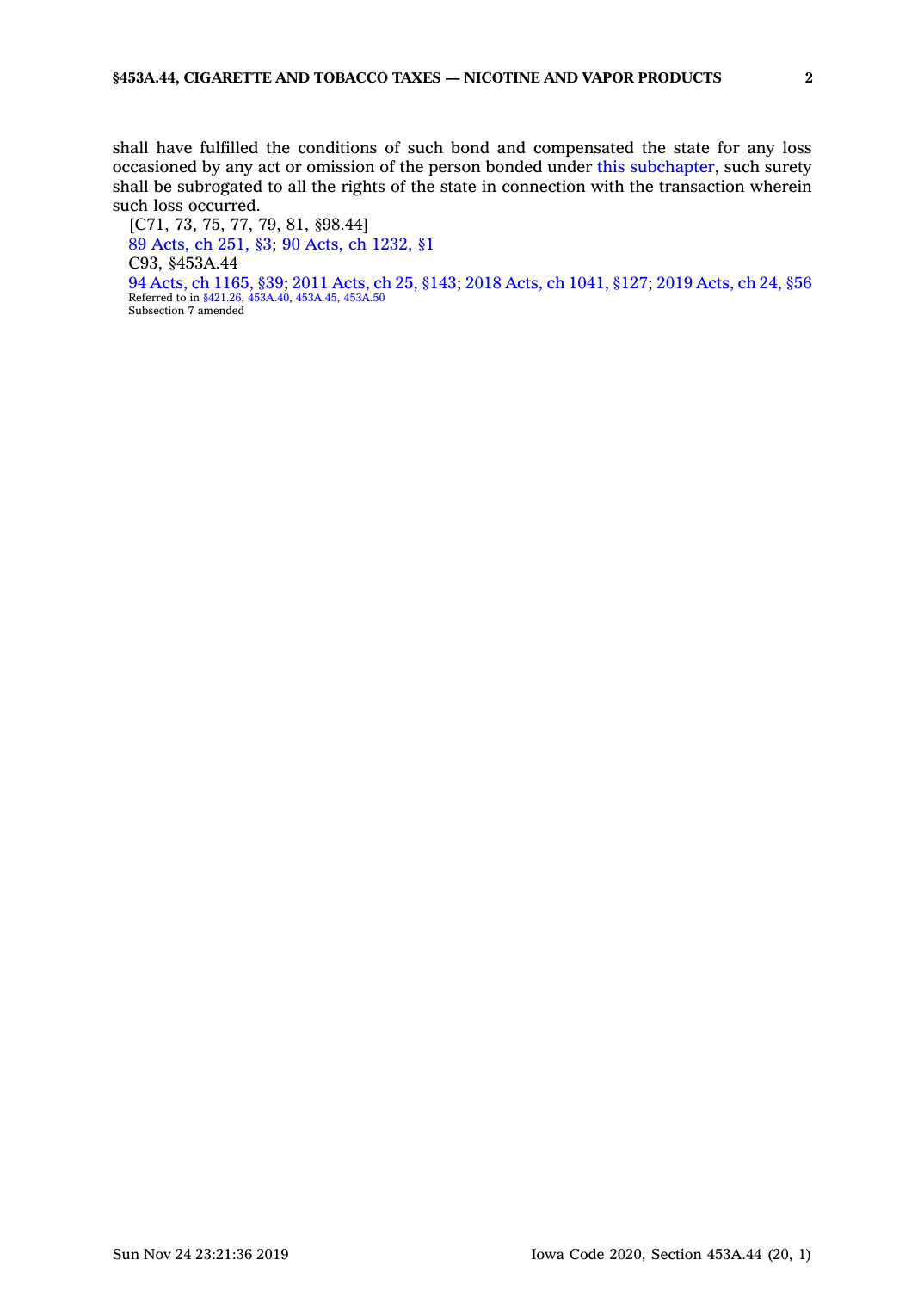shall have fulfilled the conditions of such bond and compensated the state for any loss occasioned by any act or omission of the person bonded under this subchapter, such surety shall be subrogated to all the rights of the state in connection with the transaction wherein such loss occurred.

[C71, 73, 75, 77, 79, 81, §98.44]

89 Acts, ch 251, §3; 90 Acts, ch 1232, §1

C93, §453A.44

94 Acts, ch 1165, §39; 2011 Acts, ch 25, §143; 2018 Acts, ch 1041, §127; 2019 Acts, ch 24, §56

Referred to in §421.26, 453A.40, 453A.45, 453A.50

Subsection 7 amended